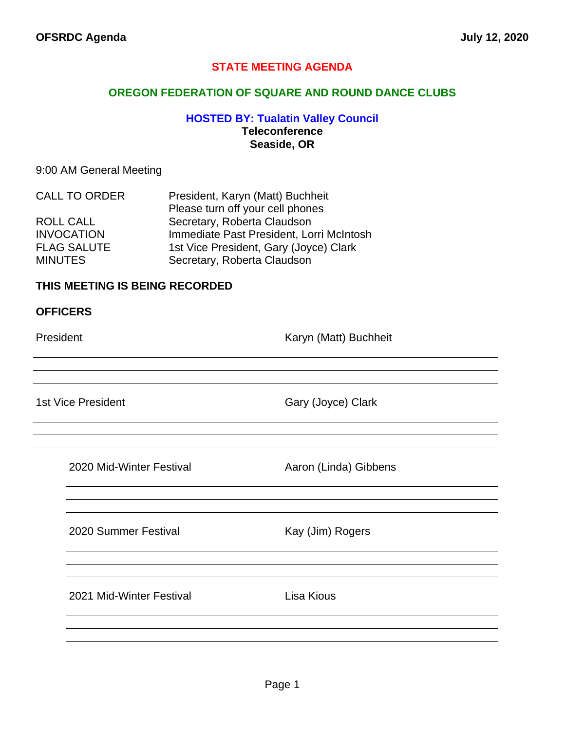# STATE MEETING AGENDA

## OREGON FEDERATION OF SQUARE AND ROUND DANCE CLUBS

### HOSTED BY: Tualatin Valley Council

**Teleconference**
**Seaside, OR**

9:00 AM General Meeting

| | |
|---|---|
| CALL TO ORDER | President, Karyn (Matt) Buchheit<br>Please turn off your cell phones |
| ROLL CALL | Secretary, Roberta Claudson |
| INVOCATION | Immediate Past President, Lorri McIntosh |
| FLAG SALUTE | 1st Vice President, Gary (Joyce) Clark |
| MINUTES | Secretary, Roberta Claudson |

**THIS MEETING IS BEING RECORDED**

**OFFICERS**

| | |
|---|---|
| President | Karyn (Matt) Buchheit |
| 1st Vice President | Gary (Joyce) Clark |
| 2020 Mid-Winter Festival | Aaron (Linda) Gibbens |
| 2020 Summer Festival | Kay (Jim) Rogers |
| 2021 Mid-Winter Festival | Lisa Kious |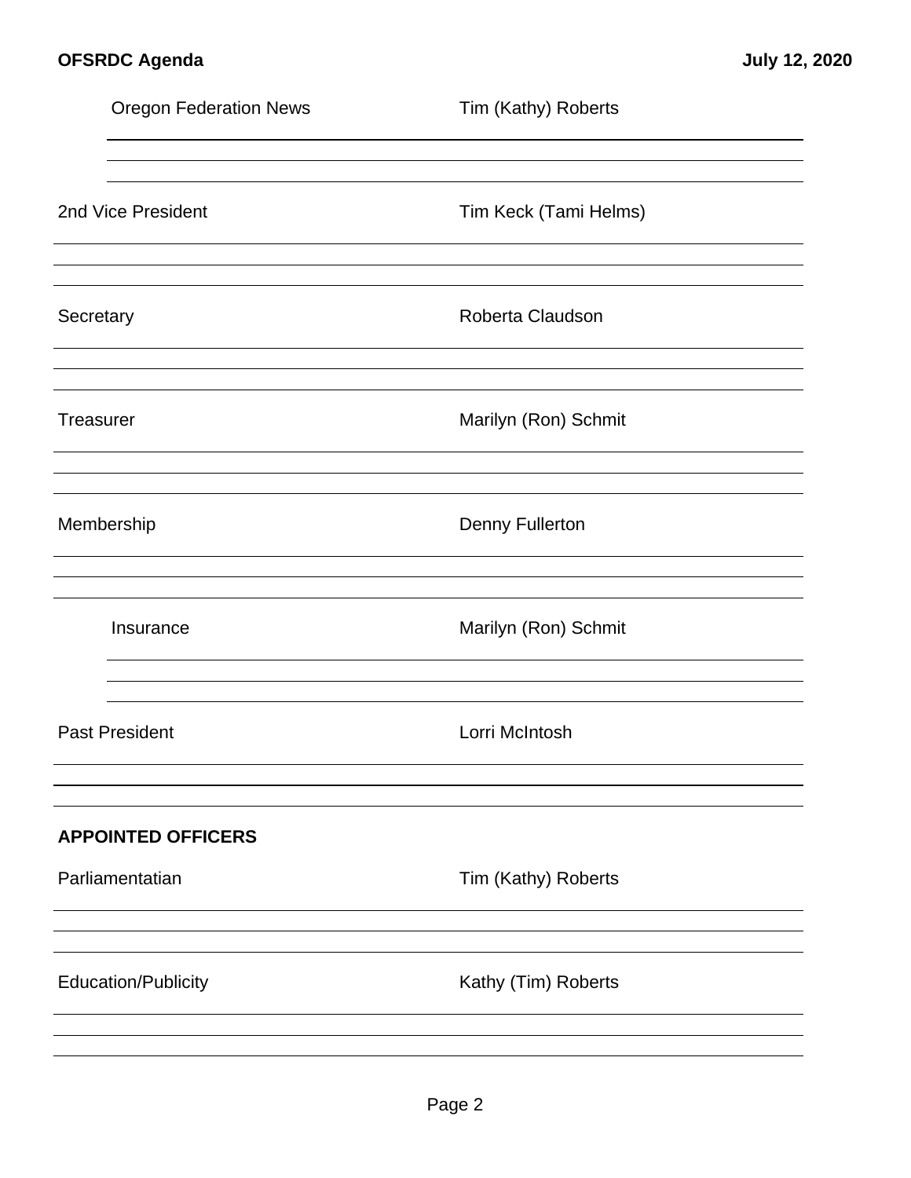Oregon Federation News — Tim (Kathy) Roberts

2nd Vice President — Tim Keck (Tami Helms)

Secretary — Roberta Claudson

Treasurer — Marilyn (Ron) Schmit

Membership — Denny Fullerton

Insurance — Marilyn (Ron) Schmit

Past President — Lorri McIntosh

**APPOINTED OFFICERS**

Parliamentatian — Tim (Kathy) Roberts

Education/Publicity — Kathy (Tim) Roberts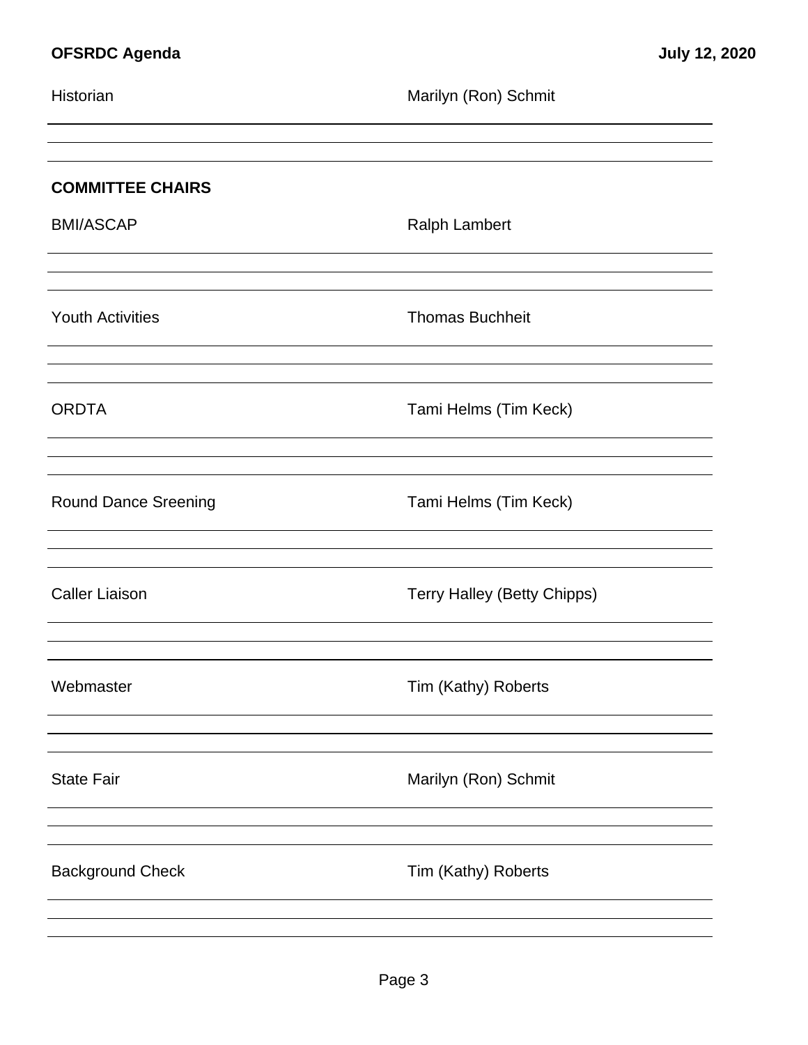Historian — Marilyn (Ron) Schmit

## COMMITTEE CHAIRS

BMI/ASCAP — Ralph Lambert

Youth Activities — Thomas Buchheit

ORDTA — Tami Helms (Tim Keck)

Round Dance Sreening — Tami Helms (Tim Keck)

Caller Liaison — Terry Halley (Betty Chipps)

Webmaster — Tim (Kathy) Roberts

State Fair — Marilyn (Ron) Schmit

Background Check — Tim (Kathy) Roberts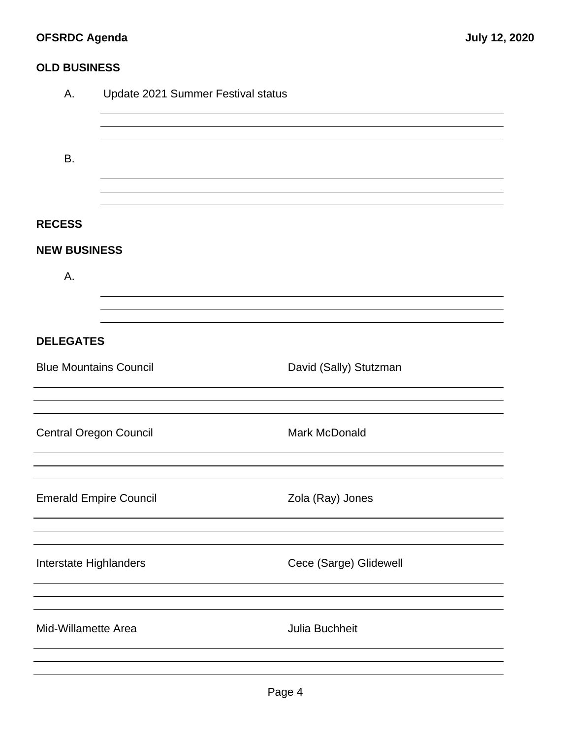## OLD BUSINESS

A. Update 2021 Summer Festival status

B.

## RECESS

## NEW BUSINESS

A.

## DELEGATES

| | |
|---|---|
| Blue Mountains Council | David (Sally) Stutzman |
| Central Oregon Council | Mark McDonald |
| Emerald Empire Council | Zola (Ray) Jones |
| Interstate Highlanders | Cece (Sarge) Glidewell |
| Mid-Willamette Area | Julia Buchheit |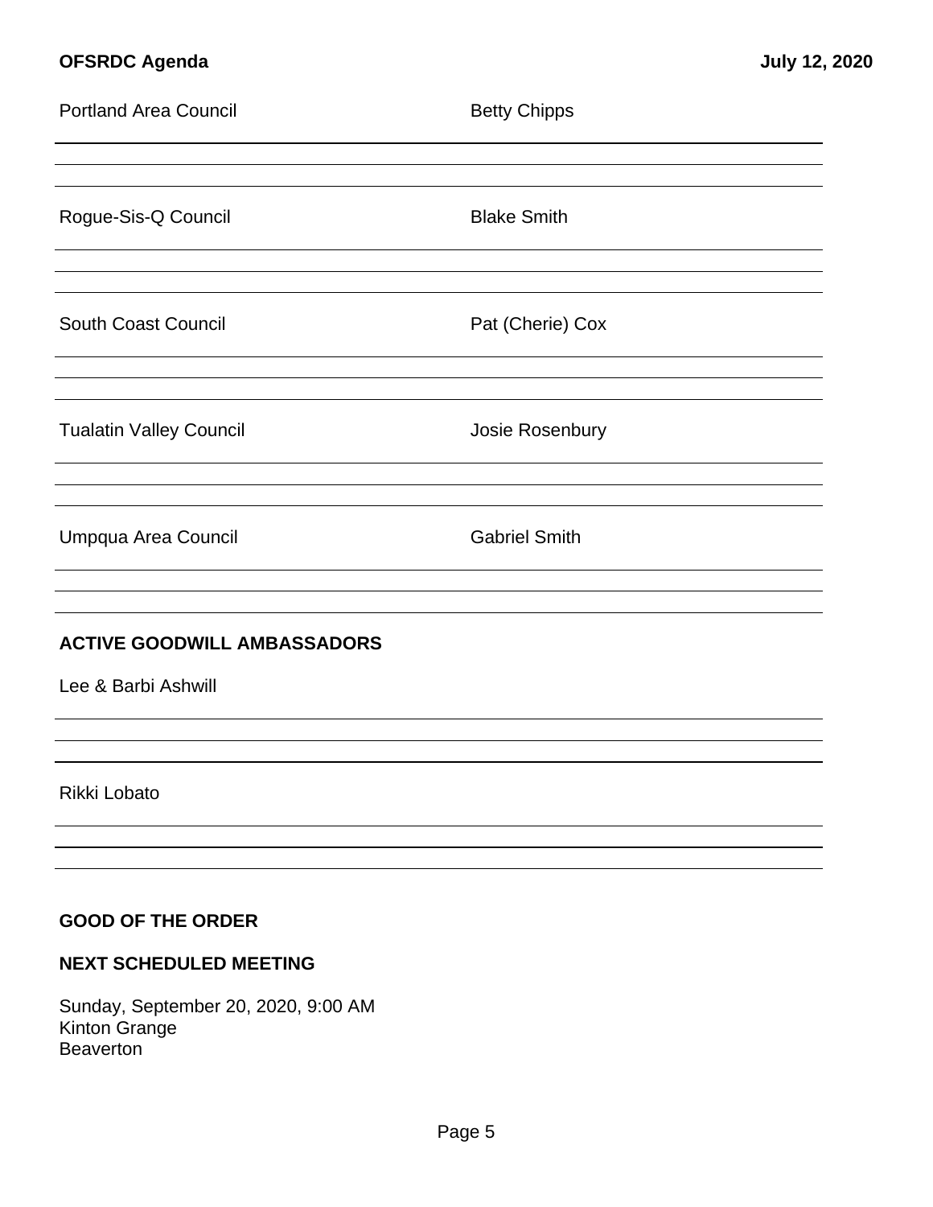Portland Area Council — Betty Chipps

Rogue-Sis-Q Council — Blake Smith

South Coast Council — Pat (Cherie) Cox

Tualatin Valley Council — Josie Rosenbury

Umpqua Area Council — Gabriel Smith

## ACTIVE GOODWILL AMBASSADORS

Lee & Barbi Ashwill

Rikki Lobato

## GOOD OF THE ORDER

## NEXT SCHEDULED MEETING

Sunday, September 20, 2020, 9:00 AM
Kinton Grange
Beaverton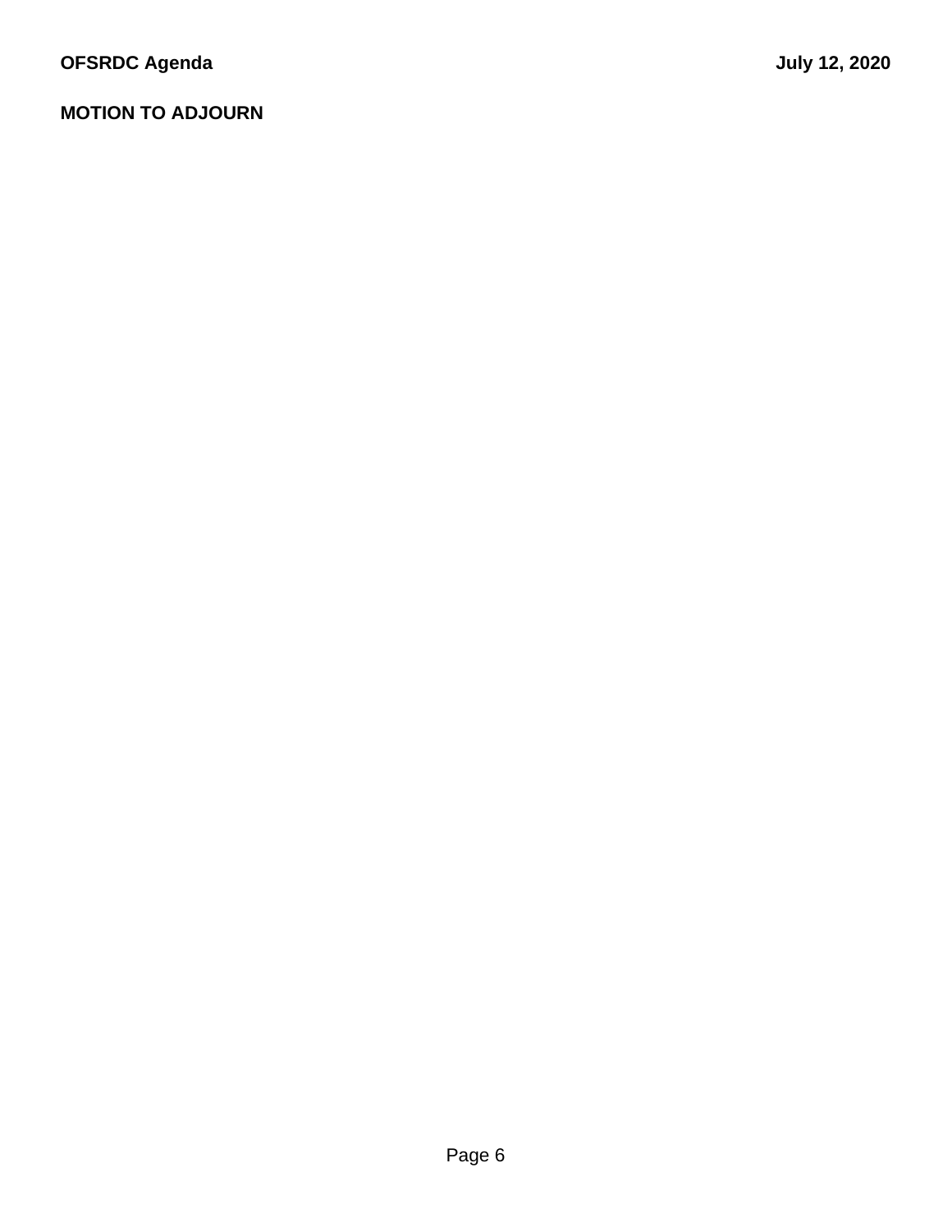**MOTION TO ADJOURN**